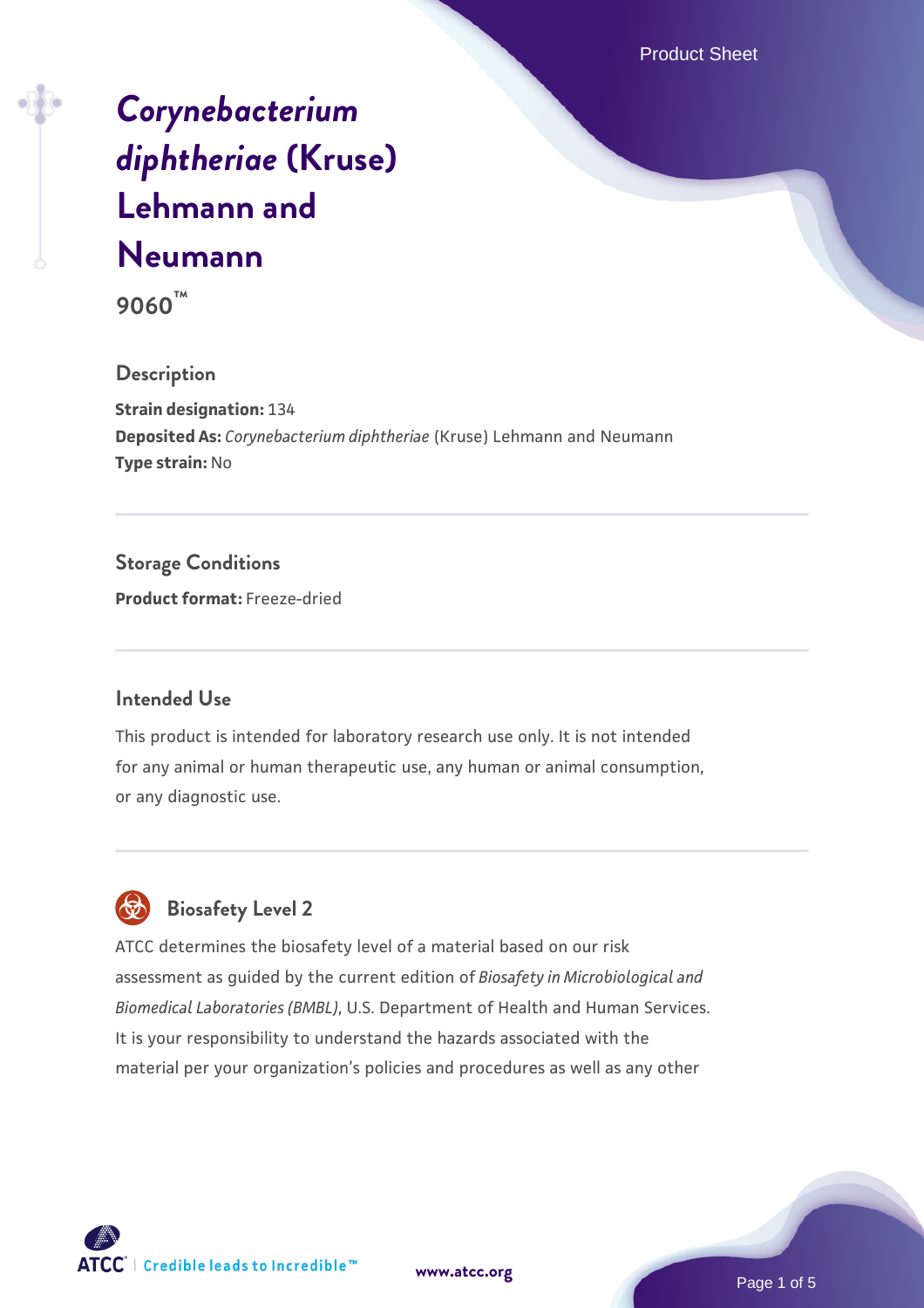# *Corynebacterium diphtheriae* (Kruse) Lehmann and Neumann

**9060™**

## Description

**Strain designation:** 134
**Deposited As:** *Corynebacterium diphtheriae* (Kruse) Lehmann and Neumann
**Type strain:** No

## Storage Conditions

**Product format:** Freeze-dried

## Intended Use

This product is intended for laboratory research use only. It is not intended for any animal or human therapeutic use, any human or animal consumption, or any diagnostic use.

## Biosafety Level 2

ATCC determines the biosafety level of a material based on our risk assessment as guided by the current edition of *Biosafety in Microbiological and Biomedical Laboratories (BMBL)*, U.S. Department of Health and Human Services. It is your responsibility to understand the hazards associated with the material per your organization's policies and procedures as well as any other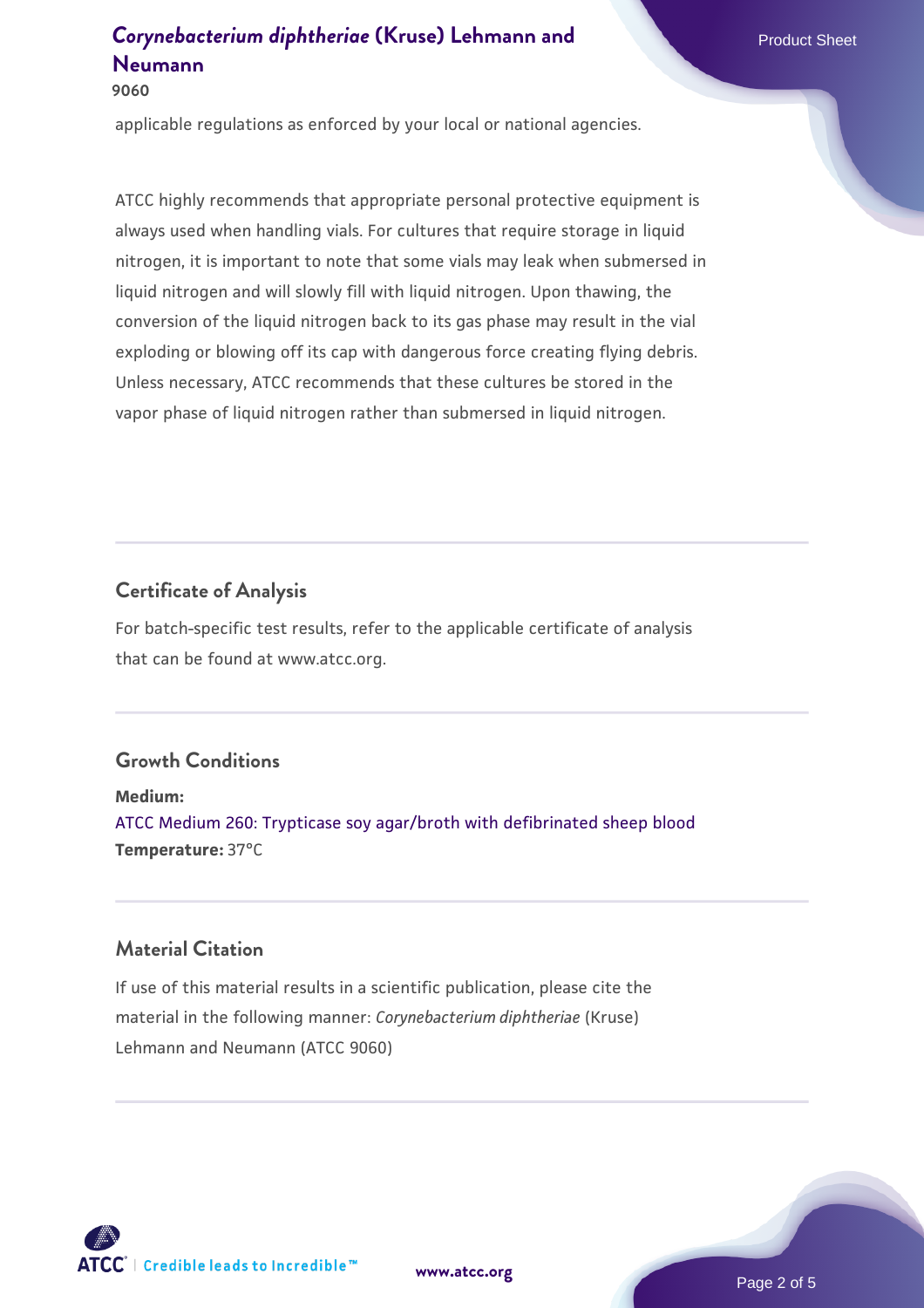applicable regulations as enforced by your local or national agencies.

ATCC highly recommends that appropriate personal protective equipment is always used when handling vials. For cultures that require storage in liquid nitrogen, it is important to note that some vials may leak when submersed in liquid nitrogen and will slowly fill with liquid nitrogen. Upon thawing, the conversion of the liquid nitrogen back to its gas phase may result in the vial exploding or blowing off its cap with dangerous force creating flying debris. Unless necessary, ATCC recommends that these cultures be stored in the vapor phase of liquid nitrogen rather than submersed in liquid nitrogen.

## Certificate of Analysis

For batch-specific test results, refer to the applicable certificate of analysis that can be found at www.atcc.org.

## Growth Conditions

**Medium:**
ATCC Medium 260: Trypticase soy agar/broth with defibrinated sheep blood
**Temperature:** 37°C

## Material Citation

If use of this material results in a scientific publication, please cite the material in the following manner: *Corynebacterium diphtheriae* (Kruse) Lehmann and Neumann (ATCC 9060)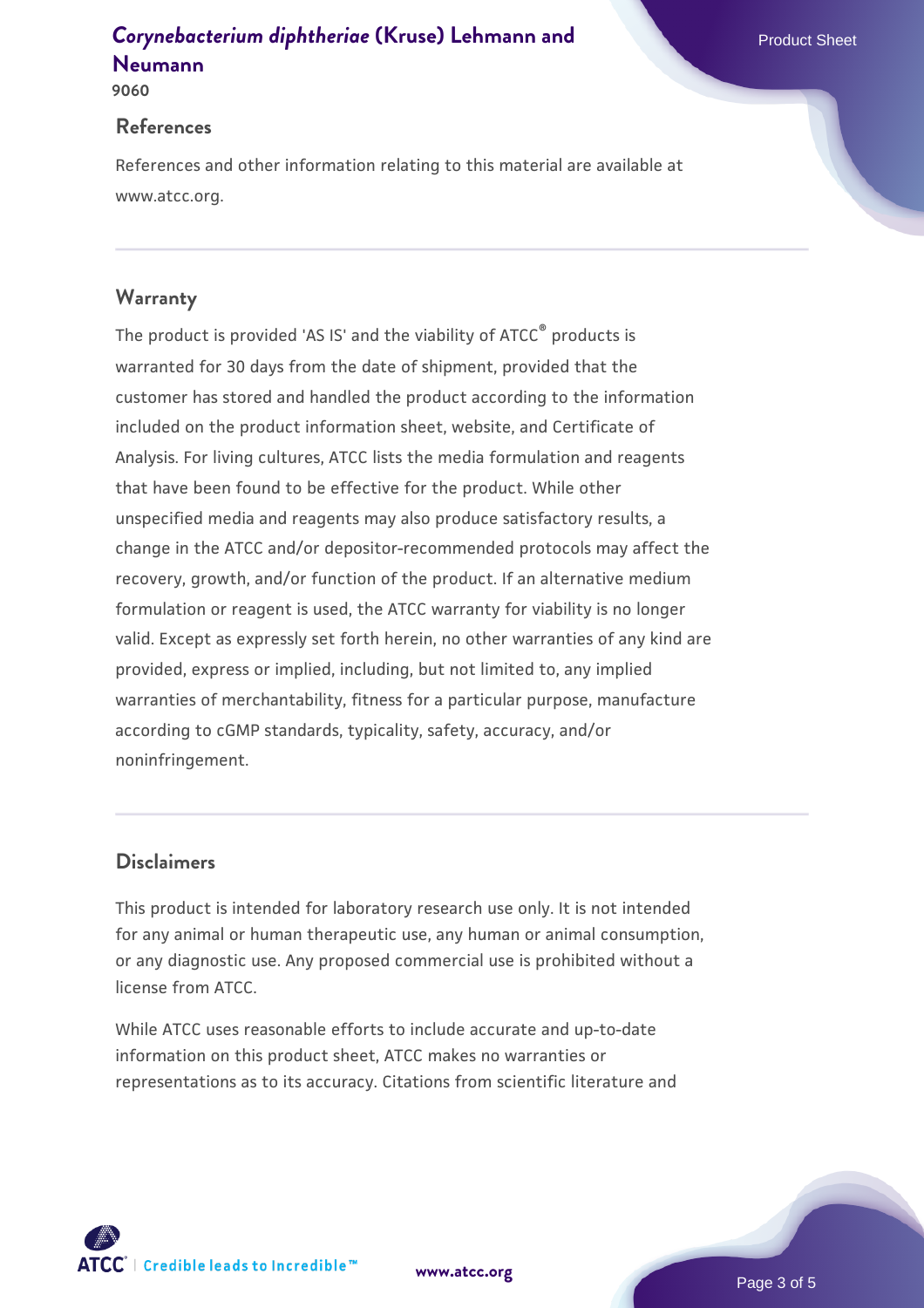## References

References and other information relating to this material are available at www.atcc.org.

## Warranty

The product is provided 'AS IS' and the viability of ATCC® products is warranted for 30 days from the date of shipment, provided that the customer has stored and handled the product according to the information included on the product information sheet, website, and Certificate of Analysis. For living cultures, ATCC lists the media formulation and reagents that have been found to be effective for the product. While other unspecified media and reagents may also produce satisfactory results, a change in the ATCC and/or depositor-recommended protocols may affect the recovery, growth, and/or function of the product. If an alternative medium formulation or reagent is used, the ATCC warranty for viability is no longer valid. Except as expressly set forth herein, no other warranties of any kind are provided, express or implied, including, but not limited to, any implied warranties of merchantability, fitness for a particular purpose, manufacture according to cGMP standards, typicality, safety, accuracy, and/or noninfringement.

## Disclaimers

This product is intended for laboratory research use only. It is not intended for any animal or human therapeutic use, any human or animal consumption, or any diagnostic use. Any proposed commercial use is prohibited without a license from ATCC.

While ATCC uses reasonable efforts to include accurate and up-to-date information on this product sheet, ATCC makes no warranties or representations as to its accuracy. Citations from scientific literature and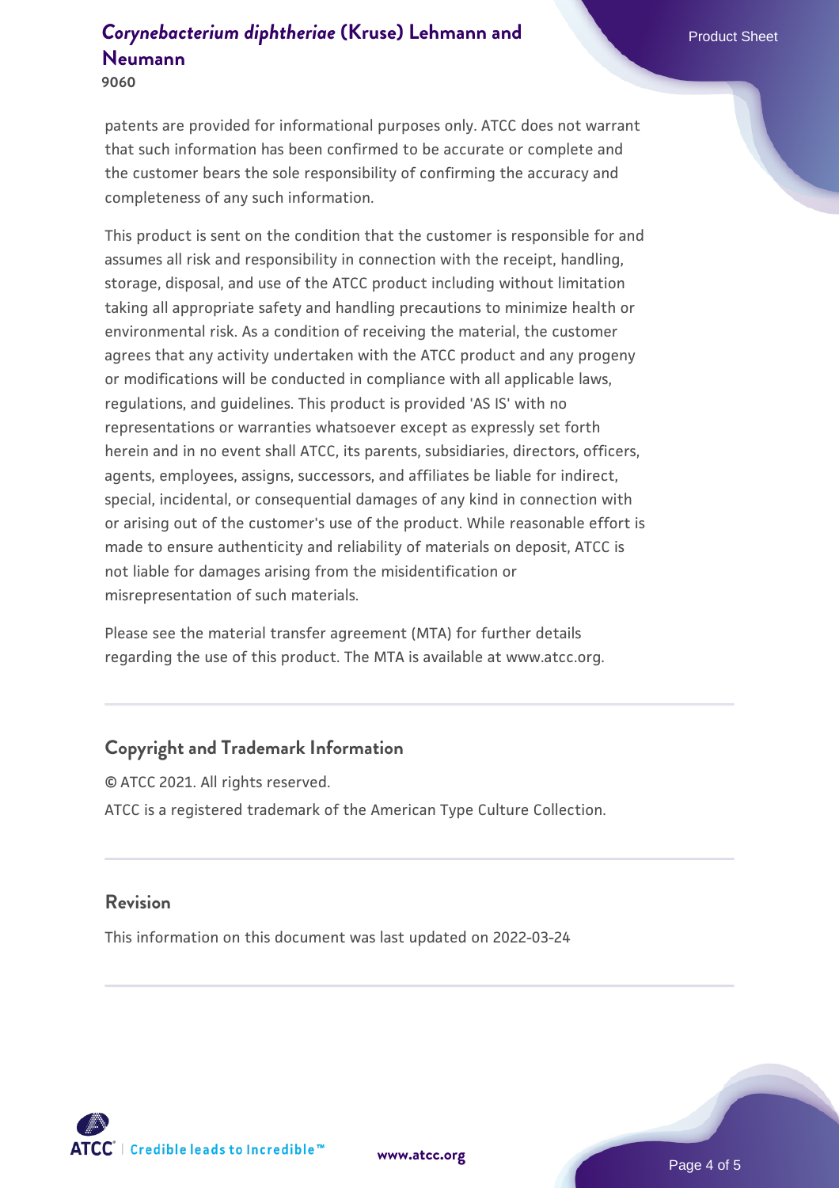patents are provided for informational purposes only. ATCC does not warrant that such information has been confirmed to be accurate or complete and the customer bears the sole responsibility of confirming the accuracy and completeness of any such information.

This product is sent on the condition that the customer is responsible for and assumes all risk and responsibility in connection with the receipt, handling, storage, disposal, and use of the ATCC product including without limitation taking all appropriate safety and handling precautions to minimize health or environmental risk. As a condition of receiving the material, the customer agrees that any activity undertaken with the ATCC product and any progeny or modifications will be conducted in compliance with all applicable laws, regulations, and guidelines. This product is provided 'AS IS' with no representations or warranties whatsoever except as expressly set forth herein and in no event shall ATCC, its parents, subsidiaries, directors, officers, agents, employees, assigns, successors, and affiliates be liable for indirect, special, incidental, or consequential damages of any kind in connection with or arising out of the customer's use of the product. While reasonable effort is made to ensure authenticity and reliability of materials on deposit, ATCC is not liable for damages arising from the misidentification or misrepresentation of such materials.

Please see the material transfer agreement (MTA) for further details regarding the use of this product. The MTA is available at www.atcc.org.

## Copyright and Trademark Information

© ATCC 2021. All rights reserved.

ATCC is a registered trademark of the American Type Culture Collection.

## Revision

This information on this document was last updated on 2022-03-24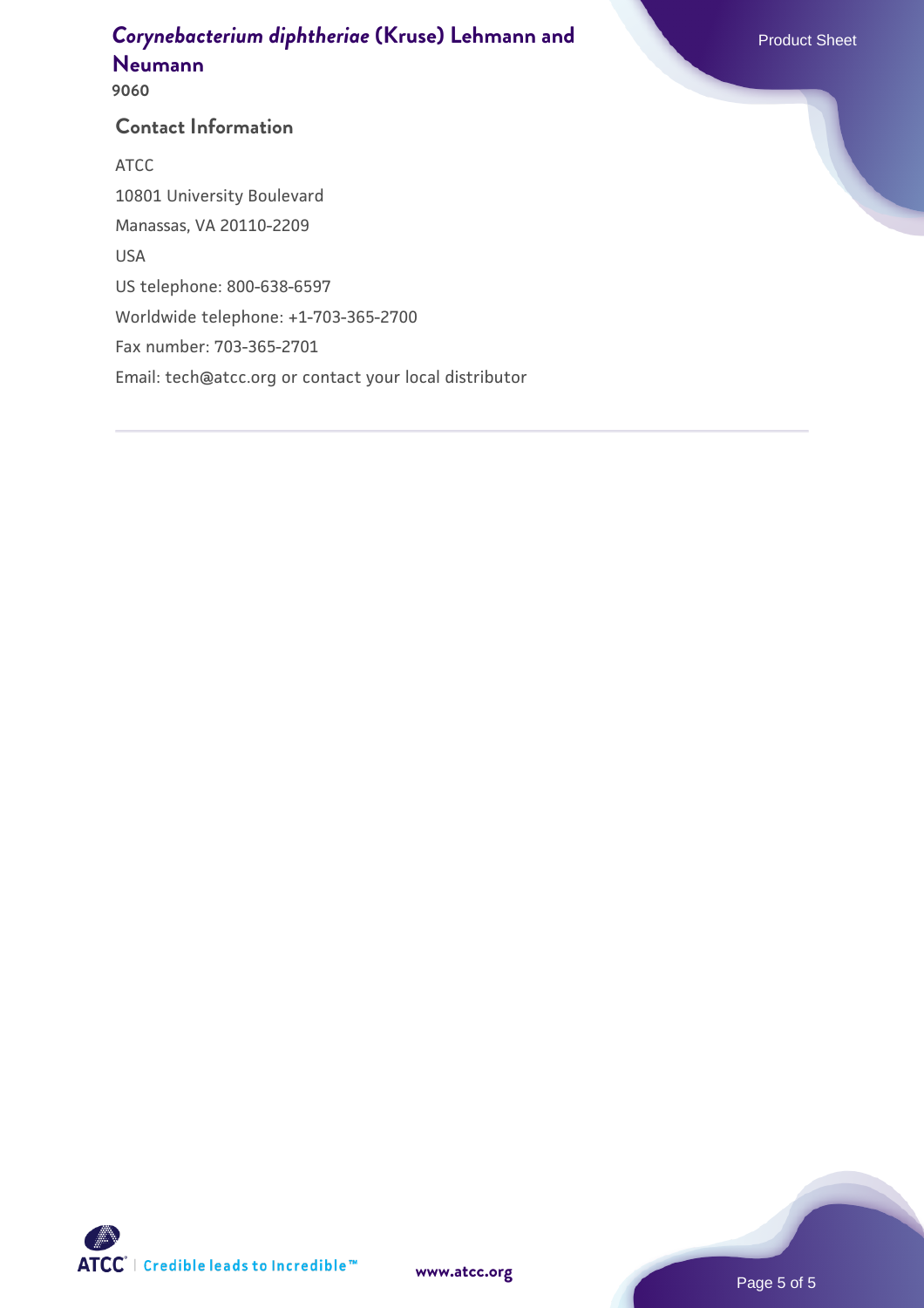## Contact Information

ATCC

10801 University Boulevard

Manassas, VA 20110-2209

USA

US telephone: 800-638-6597

Worldwide telephone: +1-703-365-2700

Fax number: 703-365-2701

Email: tech@atcc.org or contact your local distributor